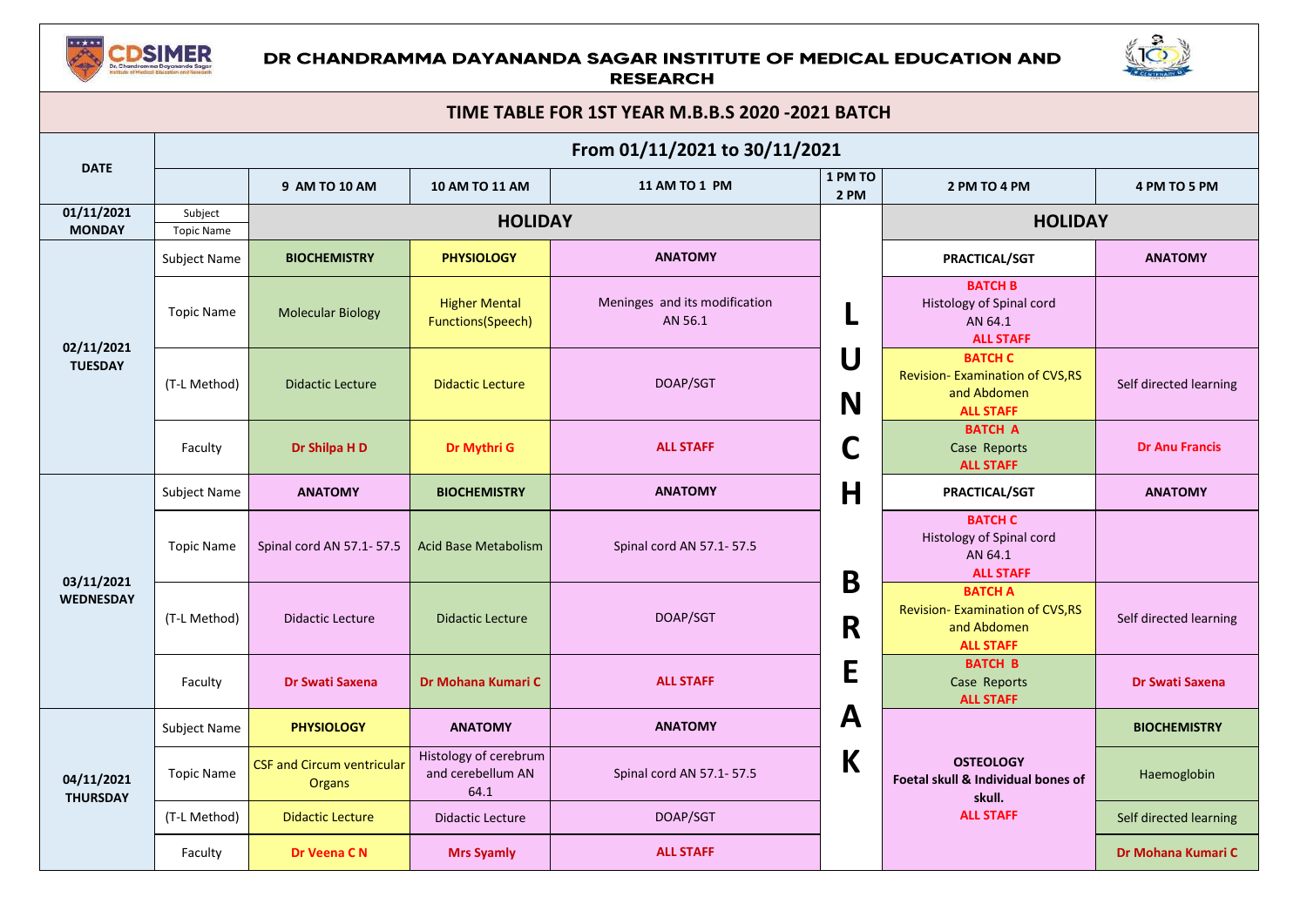# DR CHANDRAMMA DAYANANDA SAGAR INSTITUTE OF MEDICAL EDUCATION AND RESEARCH

## TIME TABLE FOR 1ST YEAR M.B.B.S 2020 -2021 BATCH

| DATE | From 01/11/2021 to 30/11/2021 | | | | | | |
|---|---|---|---|---|---|---|---|
| | | 9 AM TO 10 AM | 10 AM TO 11 AM | 11 AM TO 1 PM | 1 PM TO 2 PM | 2 PM TO 4 PM | 4 PM TO 5 PM |
| **01/11/2021 MONDAY** | Subject / Topic Name | **HOLIDAY** | | | LUNCH BREAK | **HOLIDAY** | |
| **02/11/2021 TUESDAY** | Subject Name | **BIOCHEMISTRY** | **PHYSIOLOGY** | **ANATOMY** | | **PRACTICAL/SGT** | **ANATOMY** |
| | Topic Name | Molecular Biology | Higher Mental Functions(Speech) | Meninges and its modification AN 56.1 | | **BATCH B** Histology of Spinal cord AN 64.1 **ALL STAFF** | |
| | (T-L Method) | Didactic Lecture | Didactic Lecture | DOAP/SGT | | **BATCH C** Revision- Examination of CVS,RS and Abdomen **ALL STAFF** | Self directed learning |
| | Faculty | **Dr Shilpa H D** | **Dr Mythri G** | **ALL STAFF** | | **BATCH A** Case Reports **ALL STAFF** | **Dr Anu Francis** |
| **03/11/2021 WEDNESDAY** | Subject Name | **ANATOMY** | **BIOCHEMISTRY** | **ANATOMY** | | **PRACTICAL/SGT** | **ANATOMY** |
| | Topic Name | Spinal cord AN 57.1- 57.5 | Acid Base Metabolism | Spinal cord AN 57.1- 57.5 | | **BATCH C** Histology of Spinal cord AN 64.1 **ALL STAFF** | |
| | (T-L Method) | Didactic Lecture | Didactic Lecture | DOAP/SGT | | **BATCH A** Revision- Examination of CVS,RS and Abdomen **ALL STAFF** | Self directed learning |
| | Faculty | **Dr Swati Saxena** | **Dr Mohana Kumari C** | **ALL STAFF** | | **BATCH B** Case Reports **ALL STAFF** | **Dr Swati Saxena** |
| **04/11/2021 THURSDAY** | Subject Name | **PHYSIOLOGY** | **ANATOMY** | **ANATOMY** | | **OSTEOLOGY** **Foetal skull & Individual bones of skull.** **ALL STAFF** | **BIOCHEMISTRY** |
| | Topic Name | CSF and Circum ventricular Organs | Histology of cerebrum and cerebellum AN 64.1 | Spinal cord AN 57.1- 57.5 | | | Haemoglobin |
| | (T-L Method) | Didactic Lecture | Didactic Lecture | DOAP/SGT | | | Self directed learning |
| | Faculty | **Dr Veena C N** | **Mrs Syamly** | **ALL STAFF** | | | **Dr Mohana Kumari C** |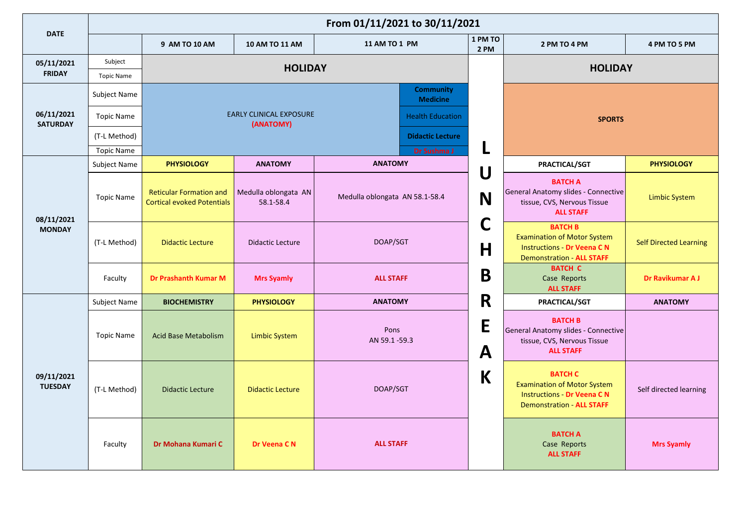| DATE | | | | | | | |
|---|---|---|---|---|---|---|---|
| | From 01/11/2021 to 30/11/2021 | | | | | | |
| | | 9 AM TO 10 AM | 10 AM TO 11 AM | 11 AM TO 1 PM | 1 PM TO 2 PM | 2 PM TO 4 PM | 4 PM TO 5 PM |
| 05/11/2021 FRIDAY | Subject | HOLIDAY | | | LUNCH BREAK | HOLIDAY | |
| | Topic Name | | | | | | |
| 06/11/2021 SATURDAY | Subject Name | EARLY CLINICAL EXPOSURE (ANATOMY) | | Community Medicine | | SPORTS | |
| | Topic Name | | | Health Education | | | |
| | (T-L Method) | | | Didactic Lecture | | | |
| | Topic Name | | | Dr Sushma J | | | |
| 08/11/2021 MONDAY | Subject Name | PHYSIOLOGY | ANATOMY | ANATOMY | | PRACTICAL/SGT | PHYSIOLOGY |
| | Topic Name | Reticular Formation and Cortical evoked Potentials | Medulla oblongata AN 58.1-58.4 | Medulla oblongata AN 58.1-58.4 | | BATCH A General Anatomy slides - Connective tissue, CVS, Nervous Tissue ALL STAFF | Limbic System |
| | (T-L Method) | Didactic Lecture | Didactic Lecture | DOAP/SGT | | BATCH B Examination of Motor System Instructions - Dr Veena C N Demonstration - ALL STAFF | Self Directed Learning |
| | Faculty | Dr Prashanth Kumar M | Mrs Syamly | ALL STAFF | | BATCH C Case Reports ALL STAFF | Dr Ravikumar A J |
| 09/11/2021 TUESDAY | Subject Name | BIOCHEMISTRY | PHYSIOLOGY | ANATOMY | | PRACTICAL/SGT | ANATOMY |
| | Topic Name | Acid Base Metabolism | Limbic System | Pons AN 59.1 -59.3 | | BATCH B General Anatomy slides - Connective tissue, CVS, Nervous Tissue ALL STAFF | |
| | (T-L Method) | Didactic Lecture | Didactic Lecture | DOAP/SGT | | BATCH C Examination of Motor System Instructions - Dr Veena C N Demonstration - ALL STAFF | Self directed learning |
| | Faculty | Dr Mohana Kumari C | Dr Veena C N | ALL STAFF | | BATCH A Case Reports ALL STAFF | Mrs Syamly |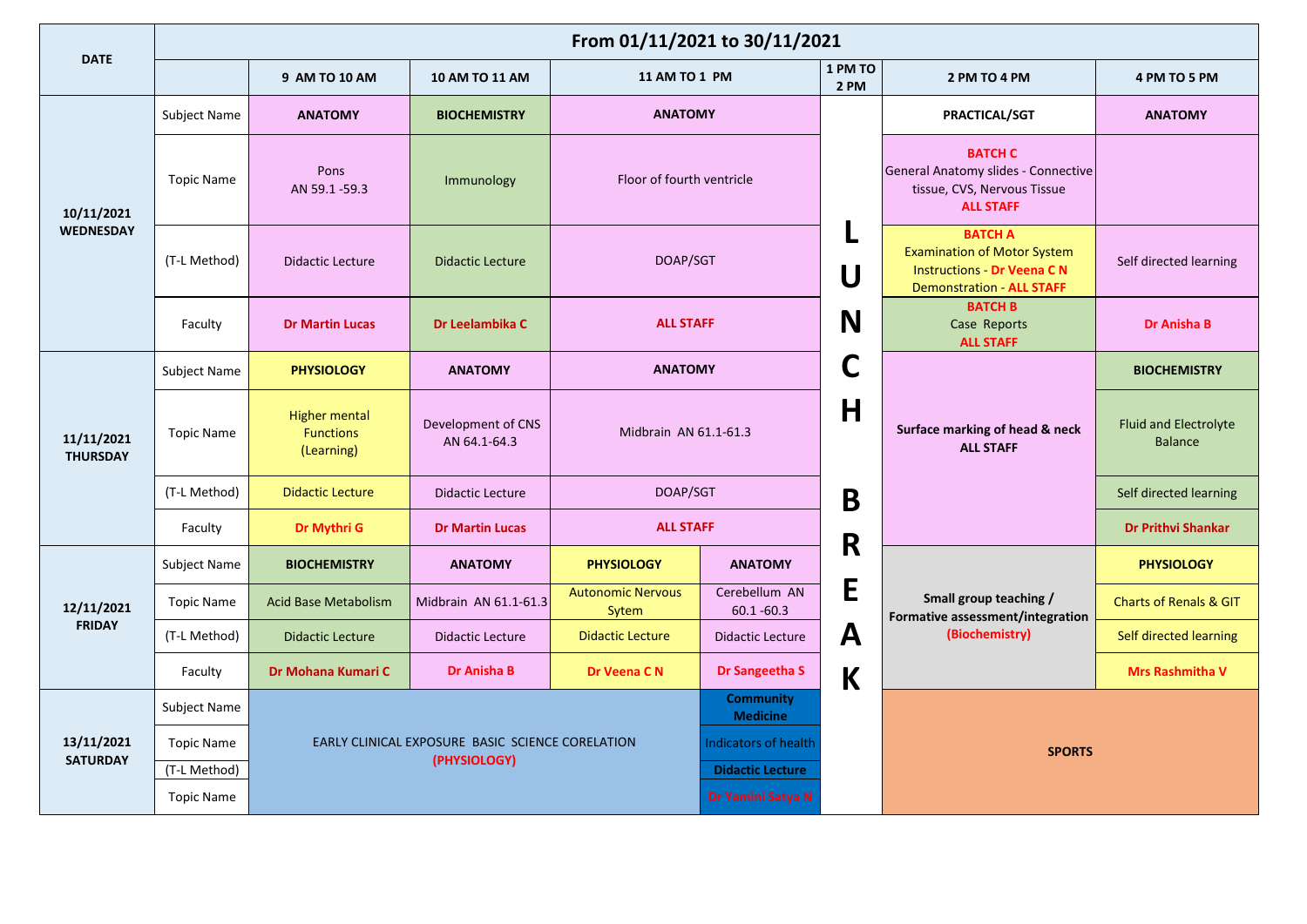| DATE | From 01/11/2021 to 30/11/2021 | | | | | | |
|---|---|---|---|---|---|---|---|
| | | 9 AM TO 10 AM | 10 AM TO 11 AM | 11 AM TO 1 PM | 1 PM TO 2 PM | 2 PM TO 4 PM | 4 PM TO 5 PM |
| **10/11/2021 WEDNESDAY** | Subject Name | **ANATOMY** | **BIOCHEMISTRY** | **ANATOMY** | LUNCH BREAK | **PRACTICAL/SGT** | **ANATOMY** |
| | Topic Name | Pons AN 59.1 -59.3 | Immunology | Floor of fourth ventricle | | **BATCH C** General Anatomy slides - Connective tissue, CVS, Nervous Tissue **ALL STAFF** | |
| | (T-L Method) | Didactic Lecture | Didactic Lecture | DOAP/SGT | | **BATCH A** Examination of Motor System Instructions - **Dr Veena C N** Demonstration - **ALL STAFF** | Self directed learning |
| | Faculty | **Dr Martin Lucas** | **Dr Leelambika C** | **ALL STAFF** | | **BATCH B** Case Reports **ALL STAFF** | **Dr Anisha B** |
| **11/11/2021 THURSDAY** | Subject Name | **PHYSIOLOGY** | **ANATOMY** | **ANATOMY** | | **Surface marking of head & neck ALL STAFF** | **BIOCHEMISTRY** |
| | Topic Name | Higher mental Functions (Learning) | Development of CNS AN 64.1-64.3 | Midbrain AN 61.1-61.3 | | | Fluid and Electrolyte Balance |
| | (T-L Method) | Didactic Lecture | Didactic Lecture | DOAP/SGT | | | Self directed learning |
| | Faculty | **Dr Mythri G** | **Dr Martin Lucas** | **ALL STAFF** | | | **Dr Prithvi Shankar** |
| **12/11/2021 FRIDAY** | Subject Name | **BIOCHEMISTRY** | **ANATOMY** | **PHYSIOLOGY** / **ANATOMY** | | **Small group teaching / Formative assessment/integration (Biochemistry)** | **PHYSIOLOGY** |
| | Topic Name | Acid Base Metabolism | Midbrain AN 61.1-61.3 | Autonomic Nervous Sytem / Cerebellum AN 60.1 -60.3 | | | Charts of Renals & GIT |
| | (T-L Method) | Didactic Lecture | Didactic Lecture | Didactic Lecture / Didactic Lecture | | | Self directed learning |
| | Faculty | **Dr Mohana Kumari C** | **Dr Anisha B** | **Dr Veena C N** / **Dr Sangeetha S** | | | **Mrs Rashmitha V** |
| **13/11/2021 SATURDAY** | Subject Name | EARLY CLINICAL EXPOSURE BASIC SCIENCE CORELATION **(PHYSIOLOGY)** | | **Community Medicine** | | **SPORTS** | |
| | Topic Name | | | Indicators of health | | | |
| | (T-L Method) | | | **Didactic Lecture** | | | |
| | Topic Name | | | **Dr Yamini Satya N** | | | |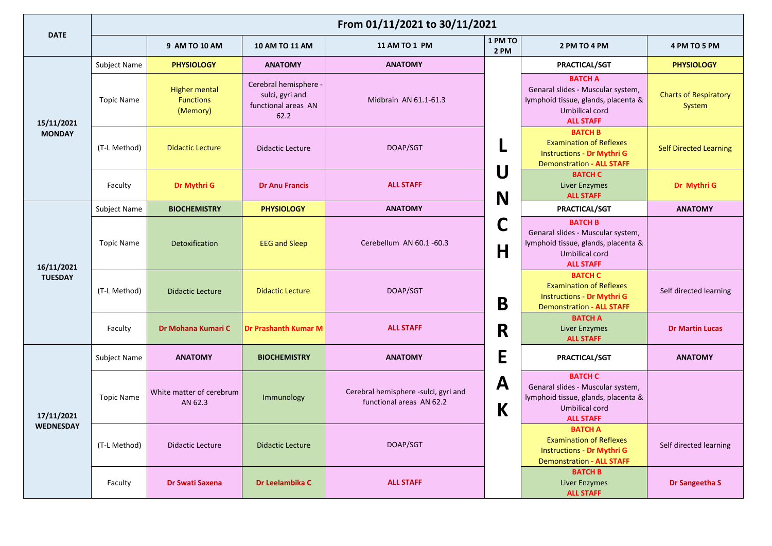| DATE | From 01/11/2021 to 30/11/2021 | | | | | | |
|---|---|---|---|---|---|---|---|
| | | 9 AM TO 10 AM | 10 AM TO 11 AM | 11 AM TO 1 PM | 1 PM TO 2 PM | 2 PM TO 4 PM | 4 PM TO 5 PM |
| 15/11/2021 MONDAY | Subject Name | **PHYSIOLOGY** | **ANATOMY** | **ANATOMY** | LUNCH BREAK | **PRACTICAL/SGT** | **PHYSIOLOGY** |
| | Topic Name | Higher mental Functions (Memory) | Cerebral hemisphere - sulci, gyri and functional areas AN 62.2 | Midbrain AN 61.1-61.3 | | **BATCH A** Genaral slides - Muscular system, lymphoid tissue, glands, placenta & Umbilical cord **ALL STAFF** | Charts of Respiratory System |
| | (T-L Method) | Didactic Lecture | Didactic Lecture | DOAP/SGT | | **BATCH B** Examination of Reflexes Instructions - **Dr Mythri G** Demonstration - **ALL STAFF** | Self Directed Learning |
| | Faculty | **Dr Mythri G** | **Dr Anu Francis** | **ALL STAFF** | | **BATCH C** Liver Enzymes **ALL STAFF** | **Dr Mythri G** |
| 16/11/2021 TUESDAY | Subject Name | **BIOCHEMISTRY** | **PHYSIOLOGY** | **ANATOMY** | | **PRACTICAL/SGT** | **ANATOMY** |
| | Topic Name | Detoxification | EEG and Sleep | Cerebellum AN 60.1 -60.3 | | **BATCH B** Genaral slides - Muscular system, lymphoid tissue, glands, placenta & Umbilical cord **ALL STAFF** | |
| | (T-L Method) | Didactic Lecture | Didactic Lecture | DOAP/SGT | | **BATCH C** Examination of Reflexes Instructions - **Dr Mythri G** Demonstration - **ALL STAFF** | Self directed learning |
| | Faculty | **Dr Mohana Kumari C** | **Dr Prashanth Kumar M** | **ALL STAFF** | | **BATCH A** Liver Enzymes **ALL STAFF** | **Dr Martin Lucas** |
| 17/11/2021 WEDNESDAY | Subject Name | **ANATOMY** | **BIOCHEMISTRY** | **ANATOMY** | | **PRACTICAL/SGT** | **ANATOMY** |
| | Topic Name | White matter of cerebrum AN 62.3 | Immunology | Cerebral hemisphere -sulci, gyri and functional areas AN 62.2 | | **BATCH C** Genaral slides - Muscular system, lymphoid tissue, glands, placenta & Umbilical cord **ALL STAFF** | |
| | (T-L Method) | Didactic Lecture | Didactic Lecture | DOAP/SGT | | **BATCH A** Examination of Reflexes Instructions - **Dr Mythri G** Demonstration - **ALL STAFF** | Self directed learning |
| | Faculty | **Dr Swati Saxena** | **Dr Leelambika C** | **ALL STAFF** | | **BATCH B** Liver Enzymes **ALL STAFF** | **Dr Sangeetha S** |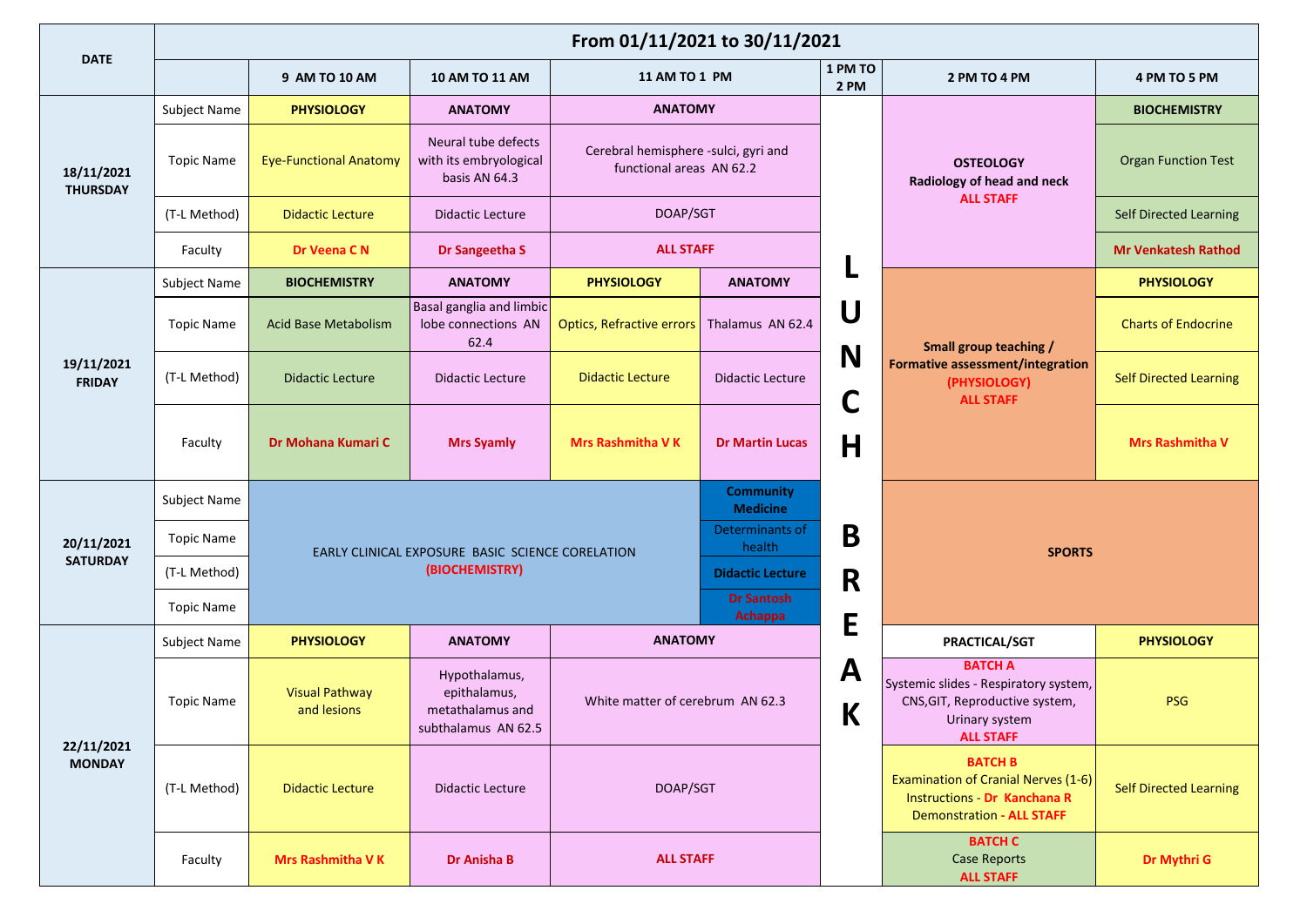| DATE | From 01/11/2021 to 30/11/2021 | | | | | | |
|---|---|---|---|---|---|---|---|
| | | 9 AM TO 10 AM | 10 AM TO 11 AM | 11 AM TO 1 PM | | 1 PM TO 2 PM | 2 PM TO 4 PM | 4 PM TO 5 PM |
| **18/11/2021 THURSDAY** | Subject Name | **PHYSIOLOGY** | **ANATOMY** | **ANATOMY** | | LUNCH BREAK | **OSTEOLOGY Radiology of head and neck ALL STAFF** | **BIOCHEMISTRY** |
| | Topic Name | Eye-Functional Anatomy | Neural tube defects with its embryological basis AN 64.3 | Cerebral hemisphere -sulci, gyri and functional areas AN 62.2 | | | | Organ Function Test |
| | (T-L Method) | Didactic Lecture | Didactic Lecture | DOAP/SGT | | | | Self Directed Learning |
| | Faculty | **Dr Veena C N** | **Dr Sangeetha S** | **ALL STAFF** | | | | **Mr Venkatesh Rathod** |
| **19/11/2021 FRIDAY** | Subject Name | **BIOCHEMISTRY** | **ANATOMY** | **PHYSIOLOGY** | **ANATOMY** | | **Small group teaching / Formative assessment/integration (PHYSIOLOGY) ALL STAFF** | **PHYSIOLOGY** |
| | Topic Name | Acid Base Metabolism | Basal ganglia and limbic lobe connections AN 62.4 | Optics, Refractive errors | Thalamus AN 62.4 | | | Charts of Endocrine |
| | (T-L Method) | Didactic Lecture | Didactic Lecture | Didactic Lecture | Didactic Lecture | | | Self Directed Learning |
| | Faculty | **Dr Mohana Kumari C** | **Mrs Syamly** | **Mrs Rashmitha V K** | **Dr Martin Lucas** | | | **Mrs Rashmitha V** |
| **20/11/2021 SATURDAY** | Subject Name | EARLY CLINICAL EXPOSURE BASIC SCIENCE CORELATION **(BIOCHEMISTRY)** | | | **Community Medicine** | | **SPORTS** | |
| | Topic Name | | | | Determinants of health | | | |
| | (T-L Method) | | | | **Didactic Lecture** | | | |
| | Topic Name | | | | **Dr Santosh Achappa** | | | |
| **22/11/2021 MONDAY** | Subject Name | **PHYSIOLOGY** | **ANATOMY** | **ANATOMY** | | | **PRACTICAL/SGT** | **PHYSIOLOGY** |
| | Topic Name | Visual Pathway and lesions | Hypothalamus, epithalamus, metathalamus and subthalamus AN 62.5 | White matter of cerebrum AN 62.3 | | | **BATCH A** Systemic slides - Respiratory system, CNS,GIT, Reproductive system, Urinary system **ALL STAFF** | PSG |
| | (T-L Method) | Didactic Lecture | Didactic Lecture | DOAP/SGT | | | **BATCH B** Examination of Cranial Nerves (1-6) Instructions - **Dr Kanchana R** Demonstration - **ALL STAFF** | Self Directed Learning |
| | Faculty | **Mrs Rashmitha V K** | **Dr Anisha B** | **ALL STAFF** | | | **BATCH C** Case Reports **ALL STAFF** | **Dr Mythri G** |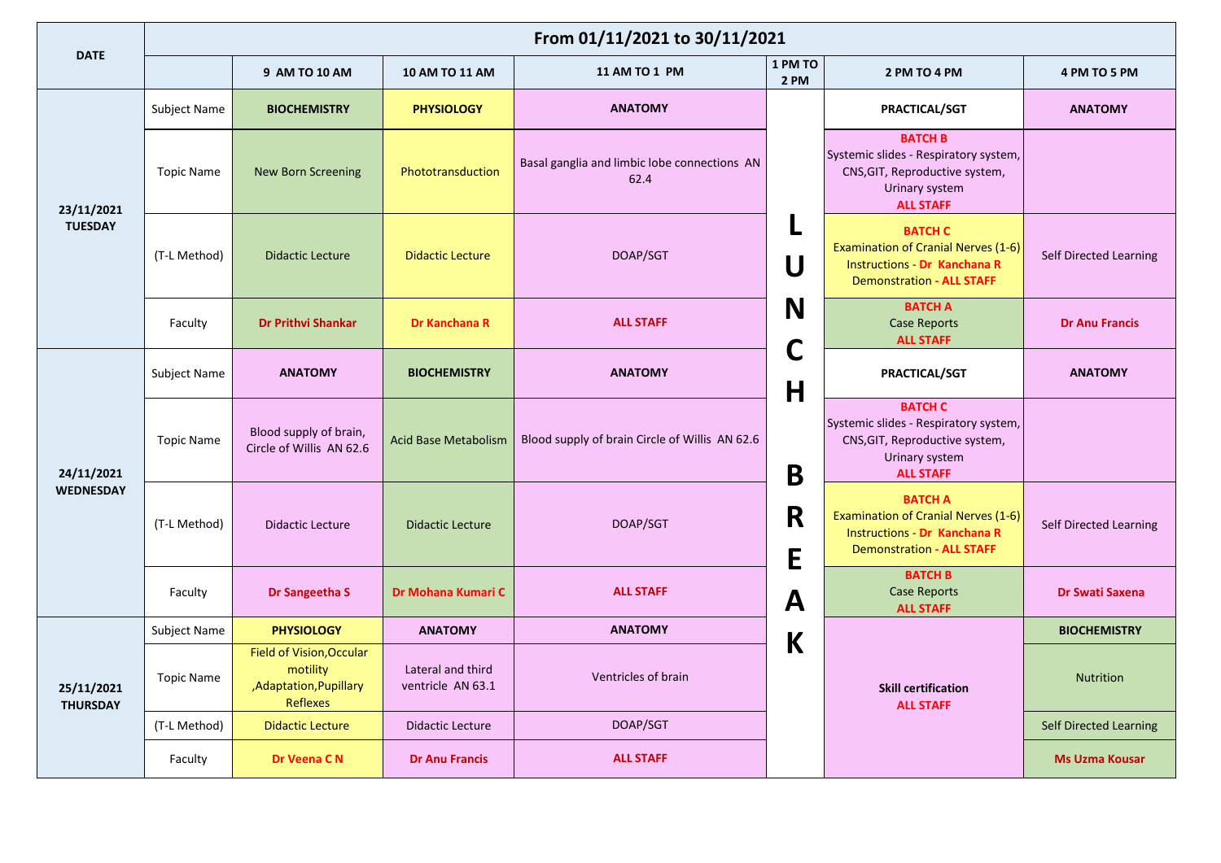| DATE | From 01/11/2021 to 30/11/2021 | | | | | | |
|---|---|---|---|---|---|---|---|
| | | **9 AM TO 10 AM** | **10 AM TO 11 AM** | **11 AM TO 1 PM** | **1 PM TO 2 PM** | **2 PM TO 4 PM** | **4 PM TO 5 PM** |
| **23/11/2021 TUESDAY** | Subject Name | **BIOCHEMISTRY** | **PHYSIOLOGY** | **ANATOMY** | **LUNCH BREAK** | **PRACTICAL/SGT** | **ANATOMY** |
| | Topic Name | New Born Screening | Phototransduction | Basal ganglia and limbic lobe connections AN 62.4 | | **BATCH B** Systemic slides - Respiratory system, CNS,GIT, Reproductive system, Urinary system **ALL STAFF** | |
| | (T-L Method) | Didactic Lecture | Didactic Lecture | DOAP/SGT | | **BATCH C** Examination of Cranial Nerves (1-6) Instructions - **Dr Kanchana R** Demonstration - **ALL STAFF** | Self Directed Learning |
| | Faculty | **Dr Prithvi Shankar** | **Dr Kanchana R** | **ALL STAFF** | | **BATCH A** Case Reports **ALL STAFF** | **Dr Anu Francis** |
| **24/11/2021 WEDNESDAY** | Subject Name | **ANATOMY** | **BIOCHEMISTRY** | **ANATOMY** | | **PRACTICAL/SGT** | **ANATOMY** |
| | Topic Name | Blood supply of brain, Circle of Willis AN 62.6 | Acid Base Metabolism | Blood supply of brain Circle of Willis AN 62.6 | | **BATCH C** Systemic slides - Respiratory system, CNS,GIT, Reproductive system, Urinary system **ALL STAFF** | |
| | (T-L Method) | Didactic Lecture | Didactic Lecture | DOAP/SGT | | **BATCH A** Examination of Cranial Nerves (1-6) Instructions - **Dr Kanchana R** Demonstration - **ALL STAFF** | Self Directed Learning |
| | Faculty | **Dr Sangeetha S** | **Dr Mohana Kumari C** | **ALL STAFF** | | **BATCH B** Case Reports **ALL STAFF** | **Dr Swati Saxena** |
| **25/11/2021 THURSDAY** | Subject Name | **PHYSIOLOGY** | **ANATOMY** | **ANATOMY** | | **Skill certification ALL STAFF** | **BIOCHEMISTRY** |
| | Topic Name | Field of Vision,Occular motility ,Adaptation,Pupillary Reflexes | Lateral and third ventricle AN 63.1 | Ventricles of brain | | | Nutrition |
| | (T-L Method) | Didactic Lecture | Didactic Lecture | DOAP/SGT | | | Self Directed Learning |
| | Faculty | **Dr Veena C N** | **Dr Anu Francis** | **ALL STAFF** | | | **Ms Uzma Kousar** |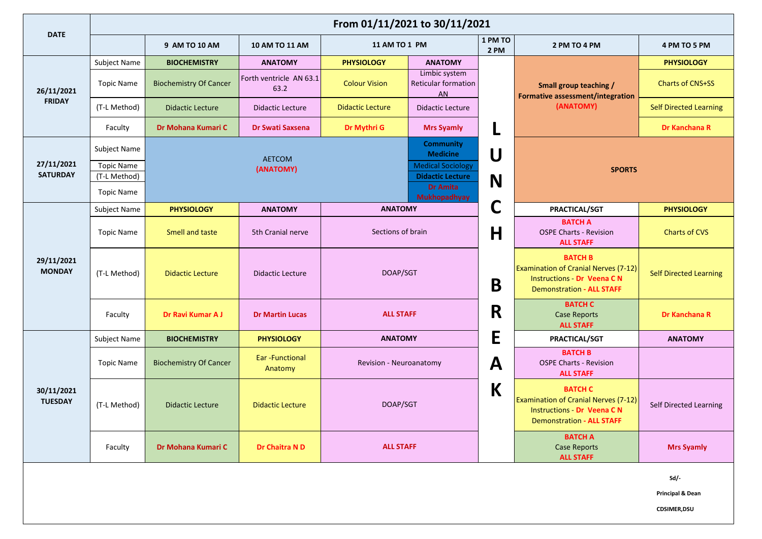| DATE | From 01/11/2021 to 30/11/2021 | | | | | | | |
|---|---|---|---|---|---|---|---|---|
| | | 9 AM TO 10 AM | 10 AM TO 11 AM | 11 AM TO 1 PM | | 1 PM TO 2 PM | 2 PM TO 4 PM | 4 PM TO 5 PM |
| **26/11/2021 FRIDAY** | Subject Name | **BIOCHEMISTRY** | **ANATOMY** | **PHYSIOLOGY** | **ANATOMY** | L | **Small group teaching / Formative assessment/integration (ANATOMY)** | **PHYSIOLOGY** |
| | Topic Name | Biochemistry Of Cancer | Forth ventricle AN 63.1 63.2 | Colour Vision | Limbic system Reticular formation AN | | | Charts of CNS+SS |
| | (T-L Method) | Didactic Lecture | Didactic Lecture | Didactic Lecture | Didactic Lecture | | | Self Directed Learning |
| | Faculty | **Dr Mohana Kumari C** | **Dr Swati Saxsena** | **Dr Mythri G** | **Mrs Syamly** | | | **Dr Kanchana R** |
| **27/11/2021 SATURDAY** | Subject Name | AETCOM **(ANATOMY)** | | | **Community Medicine** | U | **SPORTS** | |
| | Topic Name | | | | Medical Sociology | N | | |
| | (T-L Method) | | | | **Didactic Lecture** | | | |
| | Topic Name | | | | **Dr Amita Mukhopadhyay** | | | |
| **29/11/2021 MONDAY** | Subject Name | **PHYSIOLOGY** | **ANATOMY** | **ANATOMY** | | C | **PRACTICAL/SGT** | **PHYSIOLOGY** |
| | Topic Name | Smell and taste | 5th Cranial nerve | Sections of brain | | H | **BATCH A** OSPE Charts - Revision **ALL STAFF** | Charts of CVS |
| | (T-L Method) | Didactic Lecture | Didactic Lecture | DOAP/SGT | | B | **BATCH B** Examination of Cranial Nerves (7-12) Instructions - **Dr Veena C N** Demonstration - **ALL STAFF** | Self Directed Learning |
| | Faculty | **Dr Ravi Kumar A J** | **Dr Martin Lucas** | **ALL STAFF** | | R | **BATCH C** Case Reports **ALL STAFF** | **Dr Kanchana R** |
| **30/11/2021 TUESDAY** | Subject Name | **BIOCHEMISTRY** | **PHYSIOLOGY** | **ANATOMY** | | E | **PRACTICAL/SGT** | **ANATOMY** |
| | Topic Name | Biochemistry Of Cancer | Ear -Functional Anatomy | Revision - Neuroanatomy | | A | **BATCH B** OSPE Charts - Revision **ALL STAFF** | |
| | (T-L Method) | Didactic Lecture | Didactic Lecture | DOAP/SGT | | K | **BATCH C** Examination of Cranial Nerves (7-12) Instructions - **Dr Veena C N** Demonstration - **ALL STAFF** | Self Directed Learning |
| | Faculty | **Dr Mohana Kumari C** | **Dr Chaitra N D** | **ALL STAFF** | | | **BATCH A** Case Reports **ALL STAFF** | **Mrs Syamly** |

**Sd/-**

**Principal & Dean**

**CDSIMER,DSU**